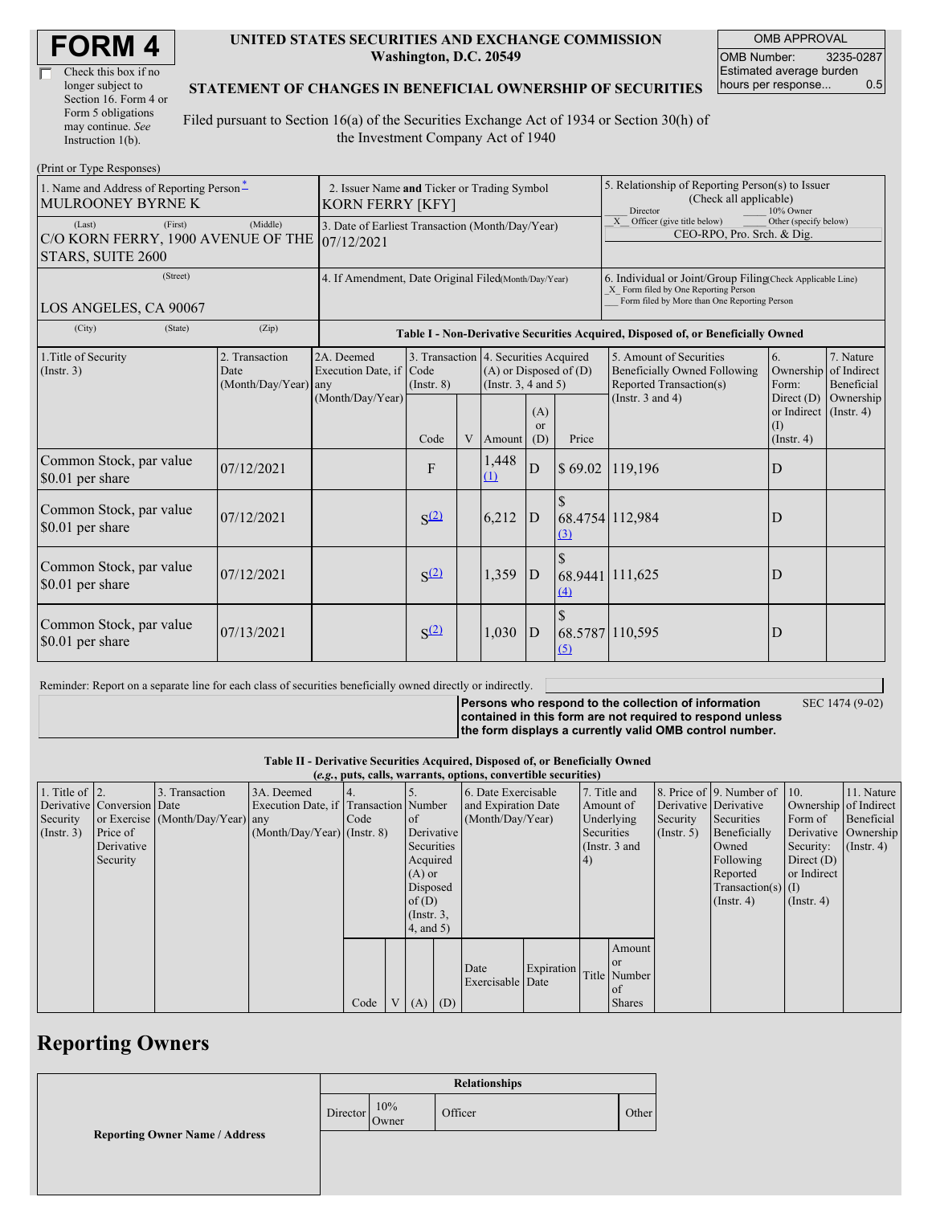# FORM 4

☐ Check this box if no longer subject to Section 16. Form 4 or Form 5 obligations may continue. *See* Instruction 1(b).

**UNITED STATES SECURITIES AND EXCHANGE COMMISSION**
**Washington, D.C. 20549**

**STATEMENT OF CHANGES IN BENEFICIAL OWNERSHIP OF SECURITIES**

Filed pursuant to Section 16(a) of the Securities Exchange Act of 1934 or Section 30(h) of the Investment Company Act of 1940

| OMB APPROVAL | |
|---|---|
| OMB Number: | 3235-0287 |
| Estimated average burden hours per response... | 0.5 |

(Print or Type Responses)

| | | |
|---|---|---|
| 1. Name and Address of Reporting Person * MULROONEY BYRNE K | 2. Issuer Name **and** Ticker or Trading Symbol KORN FERRY [KFY] | 5. Relationship of Reporting Person(s) to Issuer (Check all applicable) ___ Director ___ 10% Owner _X_ Officer (give title below) ___ Other (specify below) CEO-RPO, Pro. Srch. & Dig. |
| (Last) (First) (Middle) C/O KORN FERRY, 1900 AVENUE OF THE STARS, SUITE 2600 | 3. Date of Earliest Transaction (Month/Day/Year) 07/12/2021 | |
| (Street) LOS ANGELES, CA 90067 | 4. If Amendment, Date Original Filed (Month/Day/Year) | 6. Individual or Joint/Group Filing (Check Applicable Line) _X_ Form filed by One Reporting Person ___ Form filed by More than One Reporting Person |
| (City) (State) (Zip) | | |

**Table I - Non-Derivative Securities Acquired, Disposed of, or Beneficially Owned**

| 1.Title of Security (Instr. 3) | 2. Transaction Date (Month/Day/Year) | 2A. Deemed Execution Date, if any (Month/Day/Year) | 3. Transaction Code (Instr. 8) | | 4. Securities Acquired (A) or Disposed of (D) (Instr. 3, 4 and 5) | | | 5. Amount of Securities Beneficially Owned Following Reported Transaction(s) (Instr. 3 and 4) | 6. Ownership Form: Direct (D) or Indirect (I) (Instr. 4) | 7. Nature of Indirect Beneficial Ownership (Instr. 4) |
|---|---|---|---|---|---|---|---|---|---|---|
| | | | Code | V | Amount | (A) or (D) | Price | | | |
| Common Stock, par value $0.01 per share | 07/12/2021 | | F | | 1,448 (1) | D | $ 69.02 | 119,196 | D | |
| Common Stock, par value $0.01 per share | 07/12/2021 | | S (2) | | 6,212 | D | $ 68.4754 (3) | 112,984 | D | |
| Common Stock, par value $0.01 per share | 07/12/2021 | | S (2) | | 1,359 | D | $ 68.9441 (4) | 111,625 | D | |
| Common Stock, par value $0.01 per share | 07/13/2021 | | S (2) | | 1,030 | D | $ 68.5787 (5) | 110,595 | D | |

Reminder: Report on a separate line for each class of securities beneficially owned directly or indirectly.

**Persons who respond to the collection of information contained in this form are not required to respond unless the form displays a currently valid OMB control number.** SEC 1474 (9-02)

**Table II - Derivative Securities Acquired, Disposed of, or Beneficially Owned**
**(*e.g.*, puts, calls, warrants, options, convertible securities)**

| 1. Title of Derivative Security (Instr. 3) | 2. Conversion or Exercise Price of Derivative Security | 3. Transaction Date (Month/Day/Year) | 3A. Deemed Execution Date, if any (Month/Day/Year) | 4. Transaction Code (Instr. 8) | | 5. Number of Derivative Securities Acquired (A) or Disposed of (D) (Instr. 3, 4, and 5) | | 6. Date Exercisable and Expiration Date (Month/Day/Year) | | 7. Title and Amount of Underlying Securities (Instr. 3 and 4) | | 8. Price of Derivative Security (Instr. 5) | 9. Number of Derivative Securities Beneficially Owned Following Reported Transaction(s) (Instr. 4) | 10. Ownership Form of Derivative Security: Direct (D) or Indirect (I) (Instr. 4) | 11. Nature of Indirect Beneficial Ownership (Instr. 4) |
|---|---|---|---|---|---|---|---|---|---|---|---|---|---|---|---|
| | | | | Code | V | (A) | (D) | Date Exercisable | Expiration Date | Title | Amount or Number of Shares | | | | |

## Reporting Owners

| Reporting Owner Name / Address | Relationships | | | |
|---|---|---|---|---|
| | Director | 10% Owner | Officer | Other |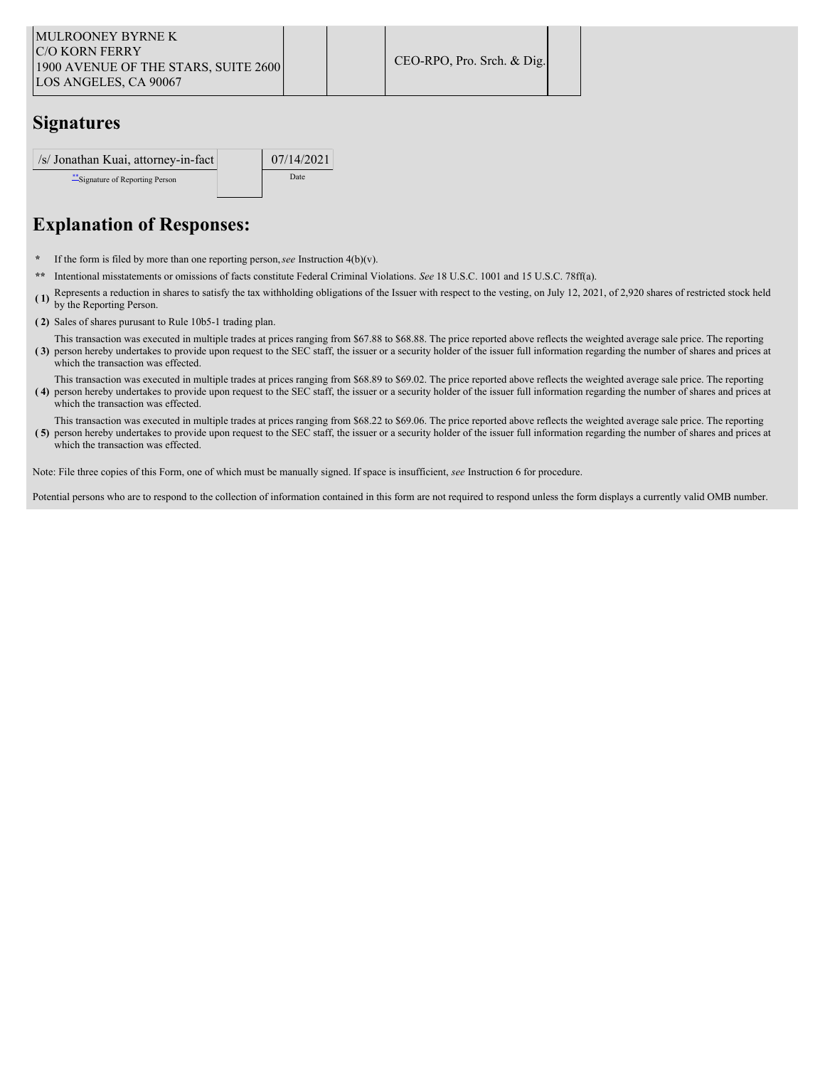| | | | | |
|---|---|---|---|---|
| MULROONEY BYRNE K<br>C/O KORN FERRY<br>1900 AVENUE OF THE STARS, SUITE 2600<br>LOS ANGELES, CA 90067 | | | CEO-RPO, Pro. Srch. & Dig. | |

## Signatures

| | | |
|---|---|---|
| /s/ Jonathan Kuai, attorney-in-fact | | 07/14/2021 |
| **Signature of Reporting Person | | Date |

## Explanation of Responses:

\* If the form is filed by more than one reporting person, *see* Instruction 4(b)(v).

\*\* Intentional misstatements or omissions of facts constitute Federal Criminal Violations. *See* 18 U.S.C. 1001 and 15 U.S.C. 78ff(a).

( 1) Represents a reduction in shares to satisfy the tax withholding obligations of the Issuer with respect to the vesting, on July 12, 2021, of 2,920 shares of restricted stock held by the Reporting Person.

( 2) Sales of shares purusant to Rule 10b5-1 trading plan.

( 3) This transaction was executed in multiple trades at prices ranging from $67.88 to $68.88. The price reported above reflects the weighted average sale price. The reporting person hereby undertakes to provide upon request to the SEC staff, the issuer or a security holder of the issuer full information regarding the number of shares and prices at which the transaction was effected.

( 4) This transaction was executed in multiple trades at prices ranging from $68.89 to $69.02. The price reported above reflects the weighted average sale price. The reporting person hereby undertakes to provide upon request to the SEC staff, the issuer or a security holder of the issuer full information regarding the number of shares and prices at which the transaction was effected.

( 5) This transaction was executed in multiple trades at prices ranging from $68.22 to $69.06. The price reported above reflects the weighted average sale price. The reporting person hereby undertakes to provide upon request to the SEC staff, the issuer or a security holder of the issuer full information regarding the number of shares and prices at which the transaction was effected.

Note: File three copies of this Form, one of which must be manually signed. If space is insufficient, *see* Instruction 6 for procedure.

Potential persons who are to respond to the collection of information contained in this form are not required to respond unless the form displays a currently valid OMB number.